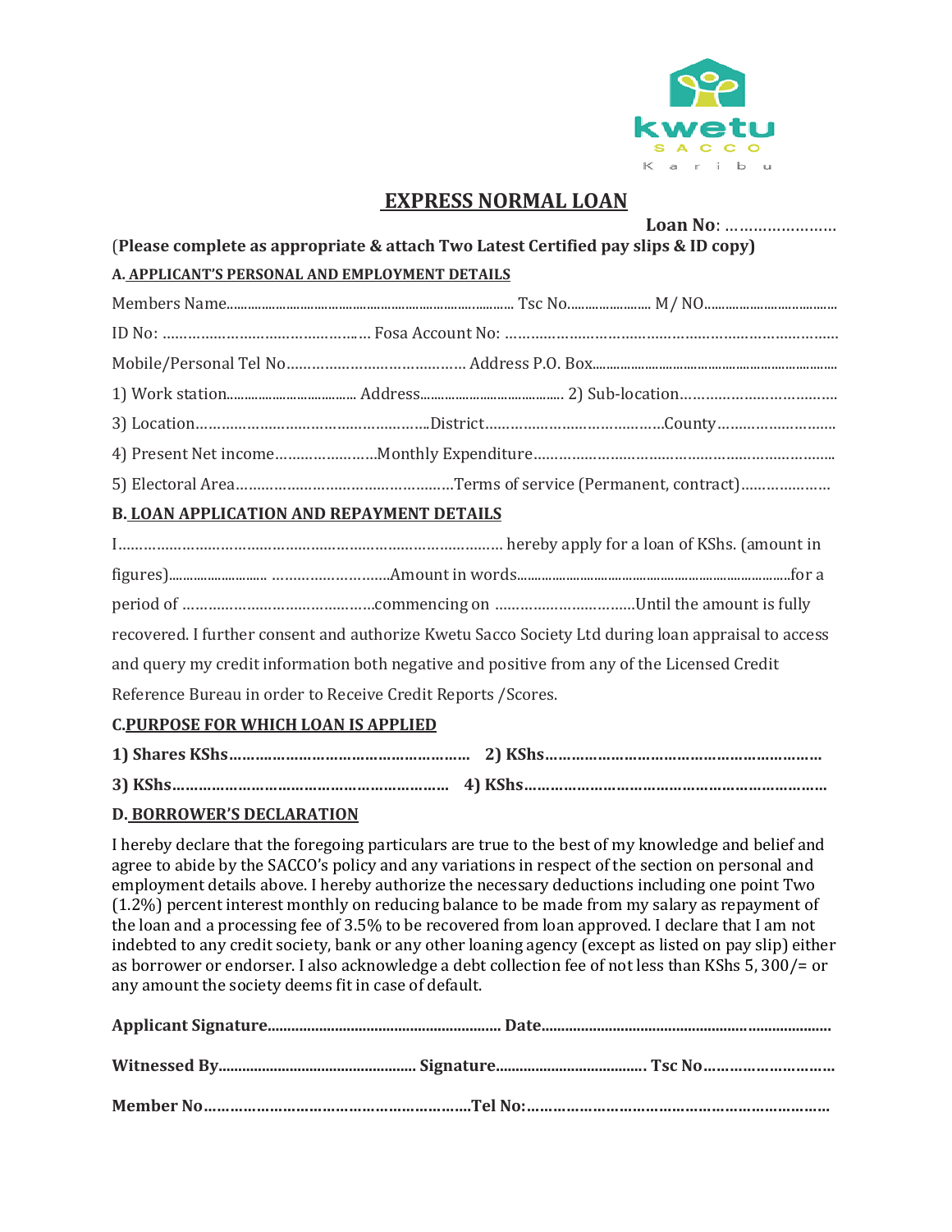kwetu
SACCO
Karibu

# EXPRESS NORMAL LOAN

**Loan No**: ……………………

(**Please complete as appropriate & attach Two Latest Certified pay slips & ID copy)**

**A. APPLICANT'S PERSONAL AND EMPLOYMENT DETAILS**

Members Name………………………………………………………………… Tsc No…………………… M/ NO……………………………

ID No: ………………………………………… Fosa Account No: ………………………………………………………………

Mobile/Personal Tel No…………………………………… Address P.O. Box…………………………………………………

1) Work station……………………………… Address………………………………… 2) Sub-location………………………………

3) Location…………………………………………………District……………………………………County………………………

4) Present Net income……………………Monthly Expenditure…………………………………………………………

5) Electoral Area……………………………………………Terms of service (Permanent, contract)…………………

**B. LOAN APPLICATION AND REPAYMENT DETAILS**

I…………………………………………………………………………… hereby apply for a loan of KShs. (amount in figures)…………………… ………………………Amount in words……………………………………………………for a period of ………………………………………commencing on ……………………………Until the amount is fully recovered. I further consent and authorize Kwetu Sacco Society Ltd during loan appraisal to access and query my credit information both negative and positive from any of the Licensed Credit Reference Bureau in order to Receive Credit Reports /Scores.

**C. PURPOSE FOR WHICH LOAN IS APPLIED**

**1) Shares KShs………………………………………………  2) KShs………………………………………………………**

**3) KShs……………………………………………………  4) KShs…………………………………………………………**

**D. BORROWER'S DECLARATION**

I hereby declare that the foregoing particulars are true to the best of my knowledge and belief and agree to abide by the SACCO's policy and any variations in respect of the section on personal and employment details above. I hereby authorize the necessary deductions including one point Two (1.2%) percent interest monthly on reducing balance to be made from my salary as repayment of the loan and a processing fee of 3.5% to be recovered from loan approved. I declare that I am not indebted to any credit society, bank or any other loaning agency (except as listed on pay slip) either as borrower or endorser. I also acknowledge a debt collection fee of not less than KShs 5, 300/= or any amount the society deems fit in case of default.

**Applicant Signature…………………………………………………… Date………………………………………………………………**

**Witnessed By…………………………………………… Signature……………………………… Tsc No…………………………**

**Member No………………………………………………………Tel No:……………………………………………………………**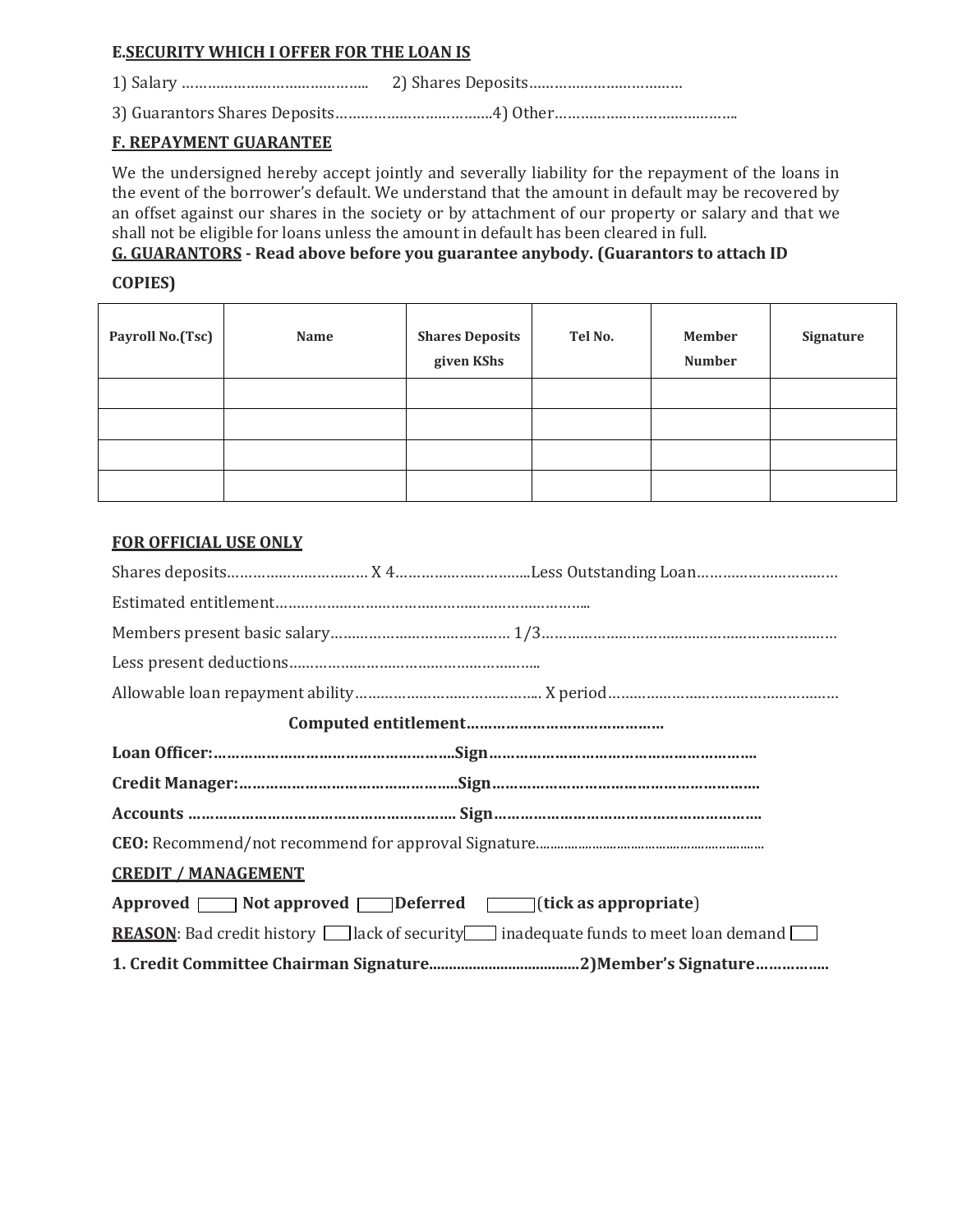**E. <u>SECURITY WHICH I OFFER FOR THE LOAN IS</u>**

1) Salary …………………………………….. 2) Shares Deposits………………………………

3) Guarantors Shares Deposits……………………………….4) Other……………………………………..

**<u>F. REPAYMENT GUARANTEE</u>**

We the undersigned hereby accept jointly and severally liability for the repayment of the loans in the event of the borrower's default. We understand that the amount in default may be recovered by an offset against our shares in the society or by attachment of our property or salary and that we shall not be eligible for loans unless the amount in default has been cleared in full.

**<u>G. GUARANTORS</u> - Read above before you guarantee anybody. (Guarantors to attach ID COPIES)**

| Payroll No.(Tsc) | Name | Shares Deposits given KShs | Tel No. | Member Number | Signature |
|---|---|---|---|---|---|
| | | | | | |
| | | | | | |
| | | | | | |
| | | | | | |

**<u>FOR OFFICIAL USE ONLY</u>**

Shares deposits…………………………… X 4…………………………..Less Outstanding Loan……………………………

Estimated entitlement………………………………………………………………...

Members present basic salary…………………………………… 1/3……………………………………………………………

Less present deductions…………………………………………………..

Allowable loan repayment ability…………………………………….. X period………………………………………………

**Computed entitlement………………………………………**

**Loan Officer:…………………………………………………Sign……………………………………………………..**

**Credit Manager:…………………………………………….Sign……………………………………………………..**

**Accounts …………………………………………………… Sign……………………………………………………..**

**CEO:** Recommend/not recommend for approval Signature.................................................................

**<u>CREDIT / MANAGEMENT</u>**

**Approved** ☐ **Not approved** ☐ **Deferred** ☐ (**tick as appropriate**)

**<u>REASON</u>**: Bad credit history ☐ lack of security ☐ inadequate funds to meet loan demand ☐

**1. Credit Committee Chairman Signature......................................2)Member's Signature……………..**